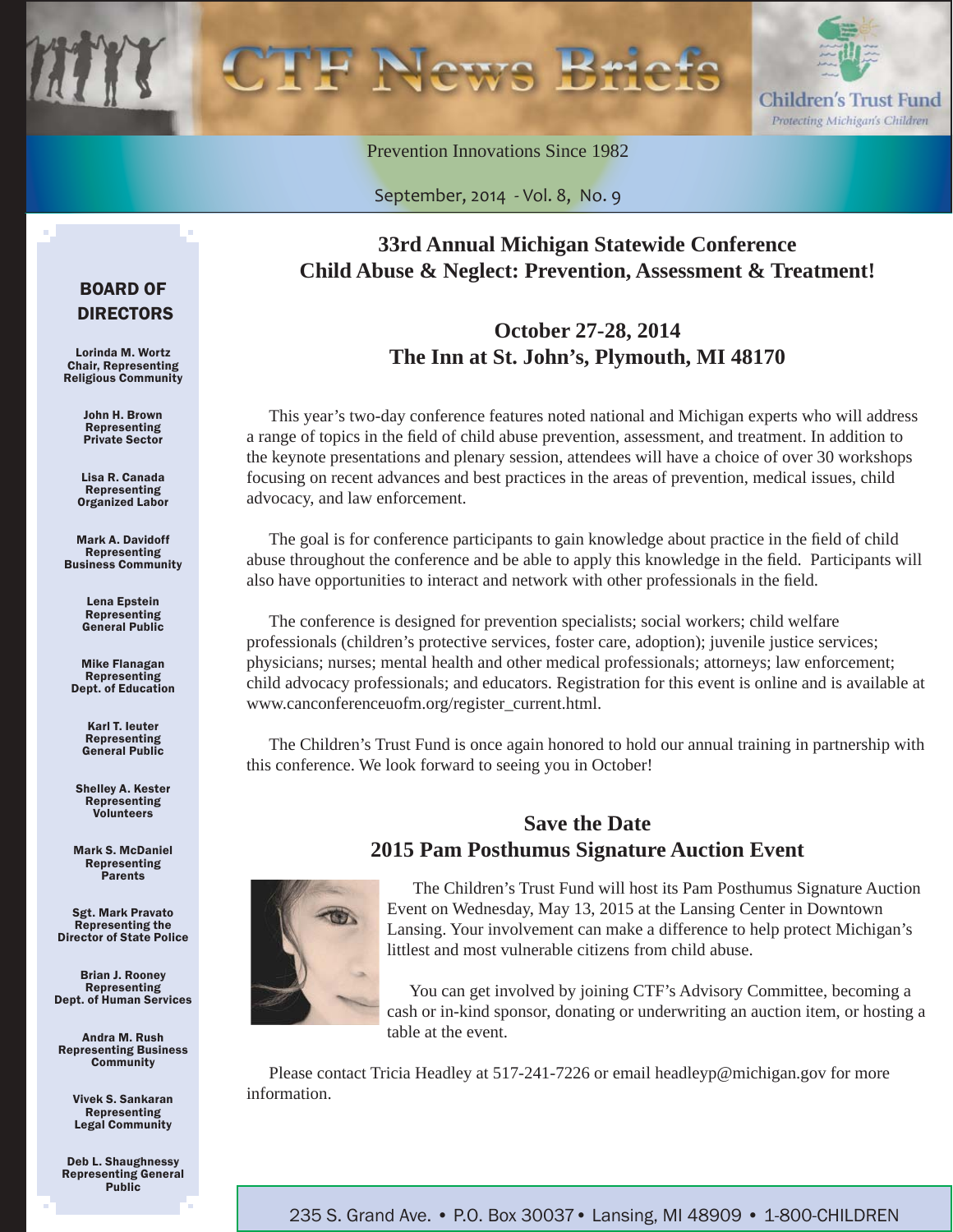# CTF News Briefs

Children's Trust Fund
*Protecting Michigan's Children*

Prevention Innovations Since 1982

September, 2014 - Vol. 8, No. 9

## 33rd Annual Michigan Statewide Conference
## Child Abuse & Neglect: Prevention, Assessment & Treatment!

### October 27-28, 2014
### The Inn at St. John's, Plymouth, MI 48170

This year's two-day conference features noted national and Michigan experts who will address a range of topics in the field of child abuse prevention, assessment, and treatment. In addition to the keynote presentations and plenary session, attendees will have a choice of over 30 workshops focusing on recent advances and best practices in the areas of prevention, medical issues, child advocacy, and law enforcement.

The goal is for conference participants to gain knowledge about practice in the field of child abuse throughout the conference and be able to apply this knowledge in the field. Participants will also have opportunities to interact and network with other professionals in the field.

The conference is designed for prevention specialists; social workers; child welfare professionals (children's protective services, foster care, adoption); juvenile justice services; physicians; nurses; mental health and other medical professionals; attorneys; law enforcement; child advocacy professionals; and educators. Registration for this event is online and is available at www.canconferenceuofm.org/register_current.html.

The Children's Trust Fund is once again honored to hold our annual training in partnership with this conference. We look forward to seeing you in October!

## Save the Date
## 2015 Pam Posthumus Signature Auction Event

The Children's Trust Fund will host its Pam Posthumus Signature Auction Event on Wednesday, May 13, 2015 at the Lansing Center in Downtown Lansing. Your involvement can make a difference to help protect Michigan's littlest and most vulnerable citizens from child abuse.

You can get involved by joining CTF's Advisory Committee, becoming a cash or in-kind sponsor, donating or underwriting an auction item, or hosting a table at the event.

Please contact Tricia Headley at 517-241-7226 or email headleyp@michigan.gov for more information.

## BOARD OF DIRECTORS

**Lorinda M. Wortz**
Chair, Representing Religious Community

**John H. Brown**
Representing Private Sector

**Lisa R. Canada**
Representing Organized Labor

**Mark A. Davidoff**
Representing Business Community

**Lena Epstein**
Representing General Public

**Mike Flanagan**
Representing Dept. of Education

**Karl T. Ieuter**
Representing General Public

**Shelley A. Kester**
Representing Volunteers

**Mark S. McDaniel**
Representing Parents

**Sgt. Mark Pravato**
Representing the Director of State Police

**Brian J. Rooney**
Representing Dept. of Human Services

**Andra M. Rush**
Representing Business Community

**Vivek S. Sankaran**
Representing Legal Community

**Deb L. Shaughnessy**
Representing General Public

235 S. Grand Ave. • P.O. Box 30037 • Lansing, MI 48909 • 1-800-CHILDREN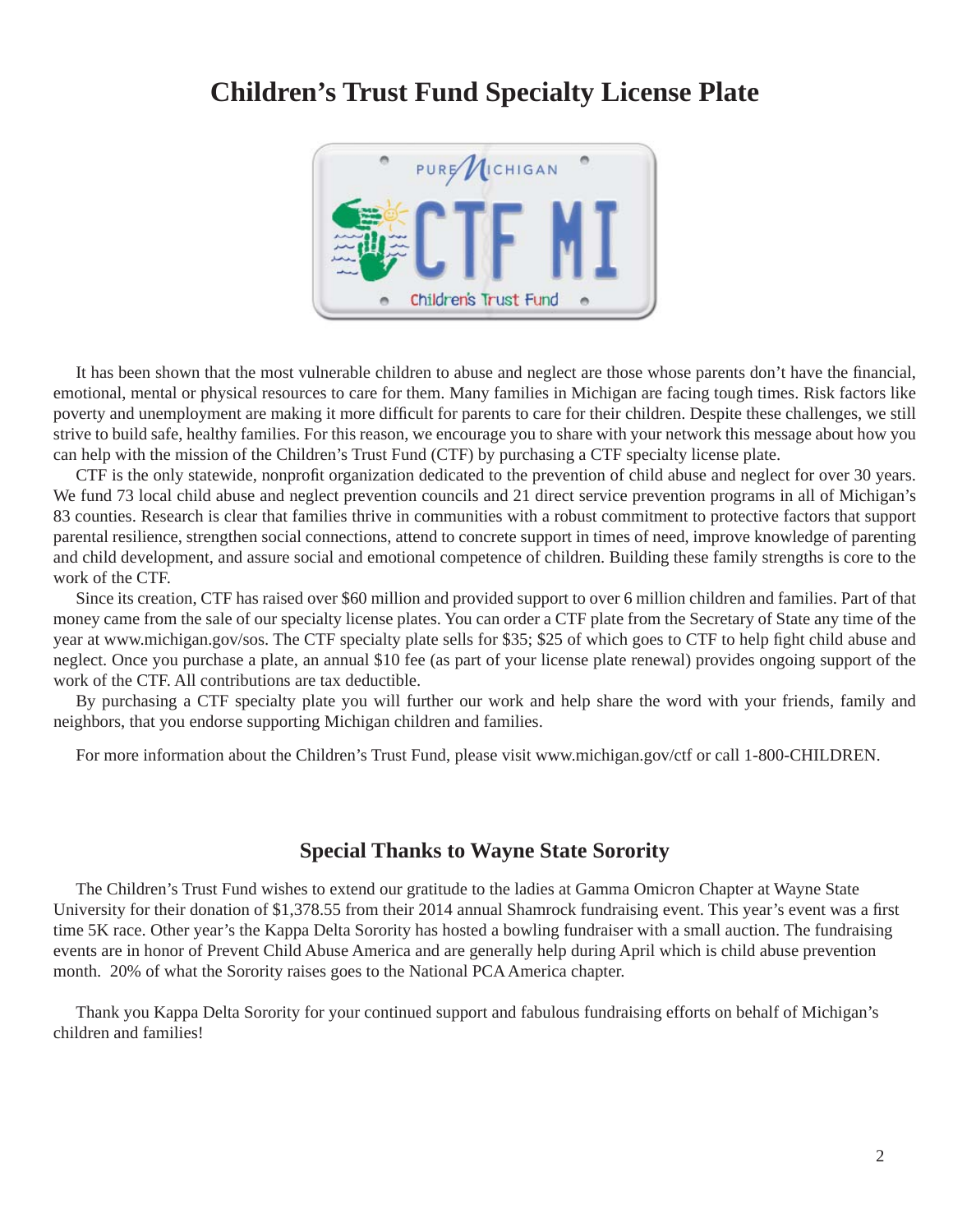# Children's Trust Fund Specialty License Plate

It has been shown that the most vulnerable children to abuse and neglect are those whose parents don't have the financial, emotional, mental or physical resources to care for them. Many families in Michigan are facing tough times. Risk factors like poverty and unemployment are making it more difficult for parents to care for their children. Despite these challenges, we still strive to build safe, healthy families. For this reason, we encourage you to share with your network this message about how you can help with the mission of the Children's Trust Fund (CTF) by purchasing a CTF specialty license plate.

CTF is the only statewide, nonprofit organization dedicated to the prevention of child abuse and neglect for over 30 years. We fund 73 local child abuse and neglect prevention councils and 21 direct service prevention programs in all of Michigan's 83 counties. Research is clear that families thrive in communities with a robust commitment to protective factors that support parental resilience, strengthen social connections, attend to concrete support in times of need, improve knowledge of parenting and child development, and assure social and emotional competence of children. Building these family strengths is core to the work of the CTF.

Since its creation, CTF has raised over $60 million and provided support to over 6 million children and families. Part of that money came from the sale of our specialty license plates. You can order a CTF plate from the Secretary of State any time of the year at www.michigan.gov/sos. The CTF specialty plate sells for $35; $25 of which goes to CTF to help fight child abuse and neglect. Once you purchase a plate, an annual $10 fee (as part of your license plate renewal) provides ongoing support of the work of the CTF. All contributions are tax deductible.

By purchasing a CTF specialty plate you will further our work and help share the word with your friends, family and neighbors, that you endorse supporting Michigan children and families.

For more information about the Children's Trust Fund, please visit www.michigan.gov/ctf or call 1-800-CHILDREN.

## Special Thanks to Wayne State Sorority

The Children's Trust Fund wishes to extend our gratitude to the ladies at Gamma Omicron Chapter at Wayne State University for their donation of $1,378.55 from their 2014 annual Shamrock fundraising event. This year's event was a first time 5K race. Other year's the Kappa Delta Sorority has hosted a bowling fundraiser with a small auction. The fundraising events are in honor of Prevent Child Abuse America and are generally help during April which is child abuse prevention month. 20% of what the Sorority raises goes to the National PCA America chapter.

Thank you Kappa Delta Sorority for your continued support and fabulous fundraising efforts on behalf of Michigan's children and families!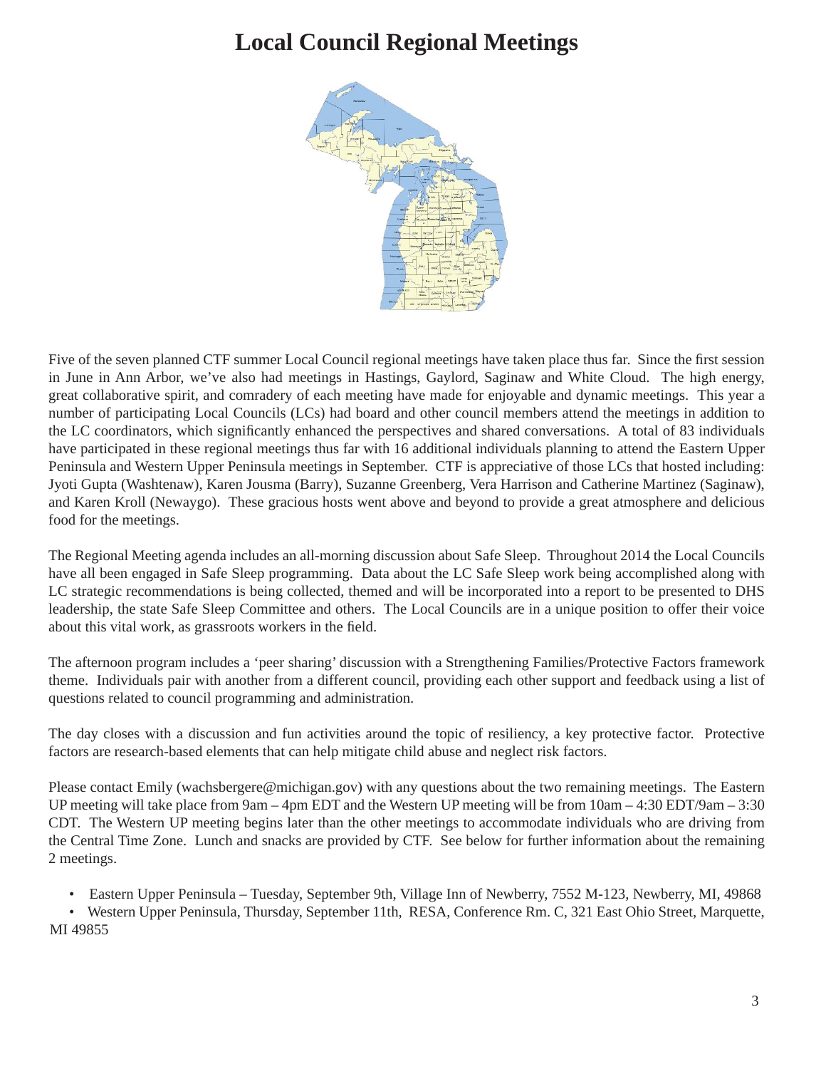# Local Council Regional Meetings

Five of the seven planned CTF summer Local Council regional meetings have taken place thus far. Since the first session in June in Ann Arbor, we've also had meetings in Hastings, Gaylord, Saginaw and White Cloud. The high energy, great collaborative spirit, and comradery of each meeting have made for enjoyable and dynamic meetings. This year a number of participating Local Councils (LCs) had board and other council members attend the meetings in addition to the LC coordinators, which significantly enhanced the perspectives and shared conversations. A total of 83 individuals have participated in these regional meetings thus far with 16 additional individuals planning to attend the Eastern Upper Peninsula and Western Upper Peninsula meetings in September. CTF is appreciative of those LCs that hosted including: Jyoti Gupta (Washtenaw), Karen Jousma (Barry), Suzanne Greenberg, Vera Harrison and Catherine Martinez (Saginaw), and Karen Kroll (Newaygo). These gracious hosts went above and beyond to provide a great atmosphere and delicious food for the meetings.

The Regional Meeting agenda includes an all-morning discussion about Safe Sleep. Throughout 2014 the Local Councils have all been engaged in Safe Sleep programming. Data about the LC Safe Sleep work being accomplished along with LC strategic recommendations is being collected, themed and will be incorporated into a report to be presented to DHS leadership, the state Safe Sleep Committee and others. The Local Councils are in a unique position to offer their voice about this vital work, as grassroots workers in the field.

The afternoon program includes a 'peer sharing' discussion with a Strengthening Families/Protective Factors framework theme. Individuals pair with another from a different council, providing each other support and feedback using a list of questions related to council programming and administration.

The day closes with a discussion and fun activities around the topic of resiliency, a key protective factor. Protective factors are research-based elements that can help mitigate child abuse and neglect risk factors.

Please contact Emily (wachsbergere@michigan.gov) with any questions about the two remaining meetings. The Eastern UP meeting will take place from 9am – 4pm EDT and the Western UP meeting will be from 10am – 4:30 EDT/9am – 3:30 CDT. The Western UP meeting begins later than the other meetings to accommodate individuals who are driving from the Central Time Zone. Lunch and snacks are provided by CTF. See below for further information about the remaining 2 meetings.

- Eastern Upper Peninsula – Tuesday, September 9th, Village Inn of Newberry, 7552 M-123, Newberry, MI, 49868
- Western Upper Peninsula, Thursday, September 11th, RESA, Conference Rm. C, 321 East Ohio Street, Marquette, MI 49855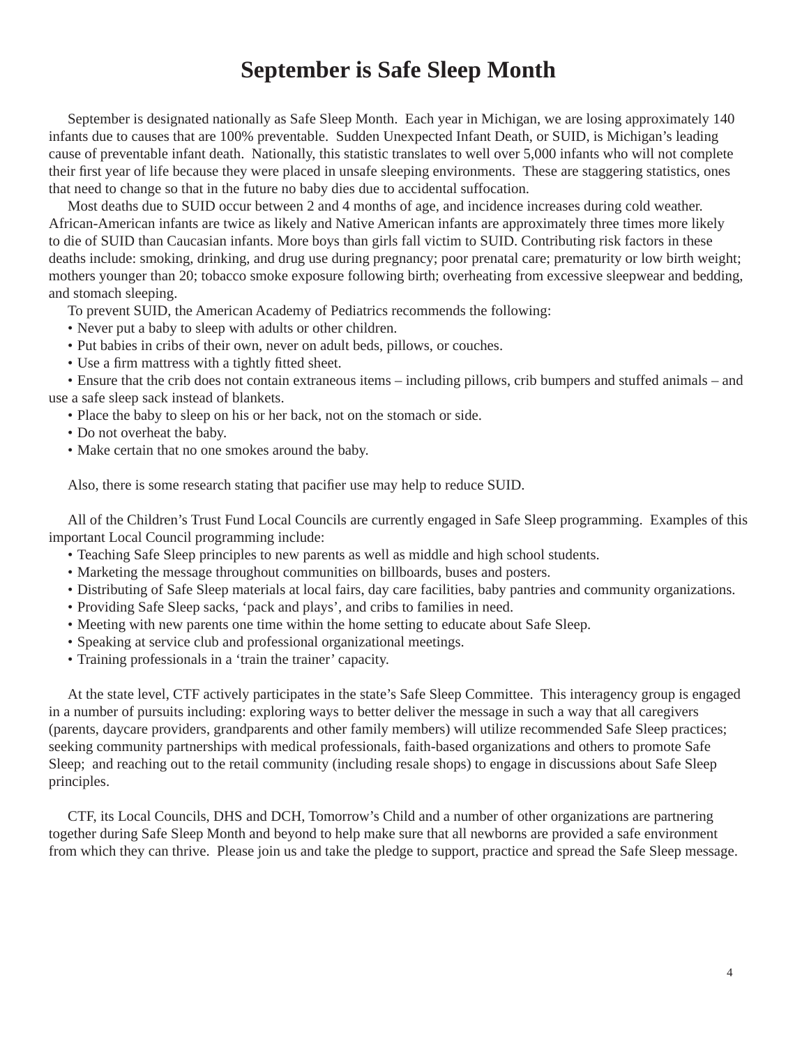# September is Safe Sleep Month

September is designated nationally as Safe Sleep Month. Each year in Michigan, we are losing approximately 140 infants due to causes that are 100% preventable. Sudden Unexpected Infant Death, or SUID, is Michigan's leading cause of preventable infant death. Nationally, this statistic translates to well over 5,000 infants who will not complete their first year of life because they were placed in unsafe sleeping environments. These are staggering statistics, ones that need to change so that in the future no baby dies due to accidental suffocation.

Most deaths due to SUID occur between 2 and 4 months of age, and incidence increases during cold weather. African-American infants are twice as likely and Native American infants are approximately three times more likely to die of SUID than Caucasian infants. More boys than girls fall victim to SUID. Contributing risk factors in these deaths include: smoking, drinking, and drug use during pregnancy; poor prenatal care; prematurity or low birth weight; mothers younger than 20; tobacco smoke exposure following birth; overheating from excessive sleepwear and bedding, and stomach sleeping.

To prevent SUID, the American Academy of Pediatrics recommends the following:

- Never put a baby to sleep with adults or other children.
- Put babies in cribs of their own, never on adult beds, pillows, or couches.
- Use a firm mattress with a tightly fitted sheet.
- Ensure that the crib does not contain extraneous items – including pillows, crib bumpers and stuffed animals – and use a safe sleep sack instead of blankets.
- Place the baby to sleep on his or her back, not on the stomach or side.
- Do not overheat the baby.
- Make certain that no one smokes around the baby.

Also, there is some research stating that pacifier use may help to reduce SUID.

All of the Children's Trust Fund Local Councils are currently engaged in Safe Sleep programming. Examples of this important Local Council programming include:

- Teaching Safe Sleep principles to new parents as well as middle and high school students.
- Marketing the message throughout communities on billboards, buses and posters.
- Distributing of Safe Sleep materials at local fairs, day care facilities, baby pantries and community organizations.
- Providing Safe Sleep sacks, 'pack and plays', and cribs to families in need.
- Meeting with new parents one time within the home setting to educate about Safe Sleep.
- Speaking at service club and professional organizational meetings.
- Training professionals in a 'train the trainer' capacity.

At the state level, CTF actively participates in the state's Safe Sleep Committee. This interagency group is engaged in a number of pursuits including: exploring ways to better deliver the message in such a way that all caregivers (parents, daycare providers, grandparents and other family members) will utilize recommended Safe Sleep practices; seeking community partnerships with medical professionals, faith-based organizations and others to promote Safe Sleep; and reaching out to the retail community (including resale shops) to engage in discussions about Safe Sleep principles.

CTF, its Local Councils, DHS and DCH, Tomorrow's Child and a number of other organizations are partnering together during Safe Sleep Month and beyond to help make sure that all newborns are provided a safe environment from which they can thrive. Please join us and take the pledge to support, practice and spread the Safe Sleep message.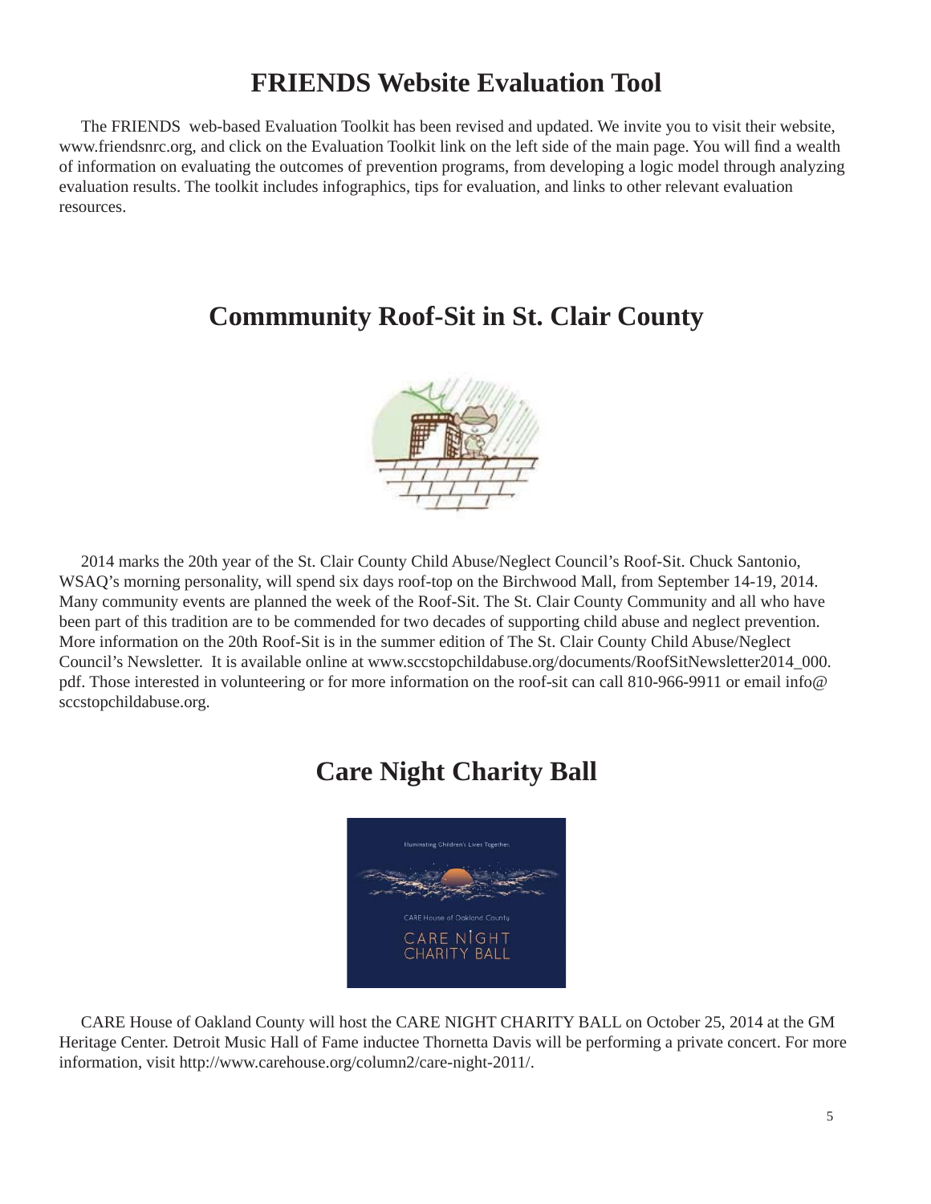# FRIENDS Website Evaluation Tool

The FRIENDS web-based Evaluation Toolkit has been revised and updated. We invite you to visit their website, www.friendsnrc.org, and click on the Evaluation Toolkit link on the left side of the main page. You will find a wealth of information on evaluating the outcomes of prevention programs, from developing a logic model through analyzing evaluation results. The toolkit includes infographics, tips for evaluation, and links to other relevant evaluation resources.

# Commmunity Roof-Sit in St. Clair County

2014 marks the 20th year of the St. Clair County Child Abuse/Neglect Council's Roof-Sit. Chuck Santonio, WSAQ's morning personality, will spend six days roof-top on the Birchwood Mall, from September 14-19, 2014. Many community events are planned the week of the Roof-Sit. The St. Clair County Community and all who have been part of this tradition are to be commended for two decades of supporting child abuse and neglect prevention. More information on the 20th Roof-Sit is in the summer edition of The St. Clair County Child Abuse/Neglect Council's Newsletter. It is available online at www.sccstopchildabuse.org/documents/RoofSitNewsletter2014_000.pdf. Those interested in volunteering or for more information on the roof-sit can call 810-966-9911 or email info@sccstopchildabuse.org.

# Care Night Charity Ball

CARE House of Oakland County will host the CARE NIGHT CHARITY BALL on October 25, 2014 at the GM Heritage Center. Detroit Music Hall of Fame inductee Thornetta Davis will be performing a private concert. For more information, visit http://www.carehouse.org/column2/care-night-2011/.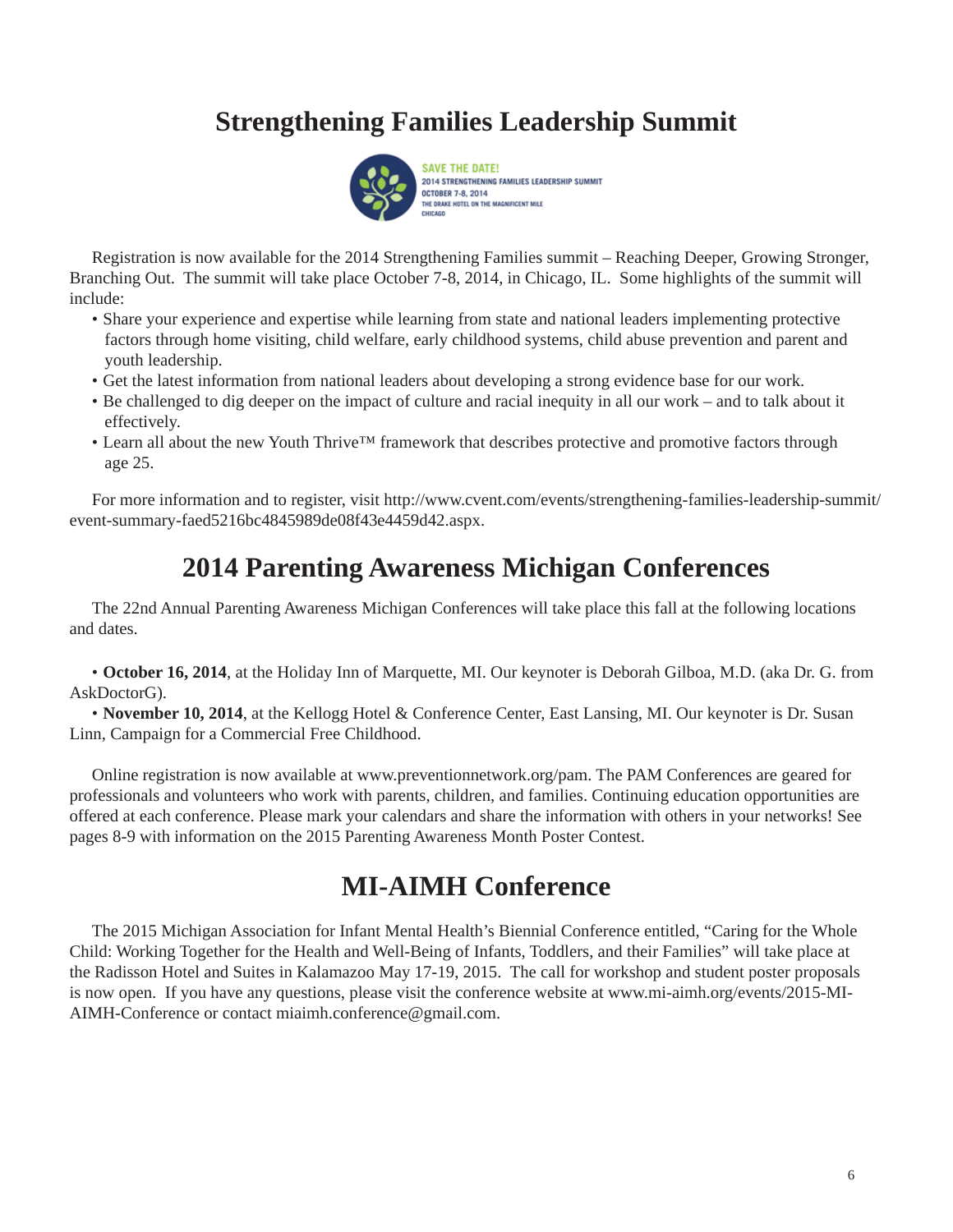# Strengthening Families Leadership Summit

SAVE THE DATE!
2014 STRENGTHENING FAMILIES LEADERSHIP SUMMIT
OCTOBER 7-8, 2014
THE DRAKE HOTEL ON THE MAGNIFICENT MILE
CHICAGO

Registration is now available for the 2014 Strengthening Families summit – Reaching Deeper, Growing Stronger, Branching Out. The summit will take place October 7-8, 2014, in Chicago, IL. Some highlights of the summit will include:

- Share your experience and expertise while learning from state and national leaders implementing protective factors through home visiting, child welfare, early childhood systems, child abuse prevention and parent and youth leadership.
- Get the latest information from national leaders about developing a strong evidence base for our work.
- Be challenged to dig deeper on the impact of culture and racial inequity in all our work – and to talk about it effectively.
- Learn all about the new Youth Thrive™ framework that describes protective and promotive factors through age 25.

For more information and to register, visit http://www.cvent.com/events/strengthening-families-leadership-summit/event-summary-faed5216bc4845989de08f43e4459d42.aspx.

# 2014 Parenting Awareness Michigan Conferences

The 22nd Annual Parenting Awareness Michigan Conferences will take place this fall at the following locations and dates.

- **October 16, 2014**, at the Holiday Inn of Marquette, MI. Our keynoter is Deborah Gilboa, M.D. (aka Dr. G. from AskDoctorG).
- **November 10, 2014**, at the Kellogg Hotel & Conference Center, East Lansing, MI. Our keynoter is Dr. Susan Linn, Campaign for a Commercial Free Childhood.

Online registration is now available at www.preventionnetwork.org/pam. The PAM Conferences are geared for professionals and volunteers who work with parents, children, and families. Continuing education opportunities are offered at each conference. Please mark your calendars and share the information with others in your networks! See pages 8-9 with information on the 2015 Parenting Awareness Month Poster Contest.

# MI-AIMH Conference

The 2015 Michigan Association for Infant Mental Health's Biennial Conference entitled, "Caring for the Whole Child: Working Together for the Health and Well-Being of Infants, Toddlers, and their Families" will take place at the Radisson Hotel and Suites in Kalamazoo May 17-19, 2015. The call for workshop and student poster proposals is now open. If you have any questions, please visit the conference website at www.mi-aimh.org/events/2015-MI-AIMH-Conference or contact miaimh.conference@gmail.com.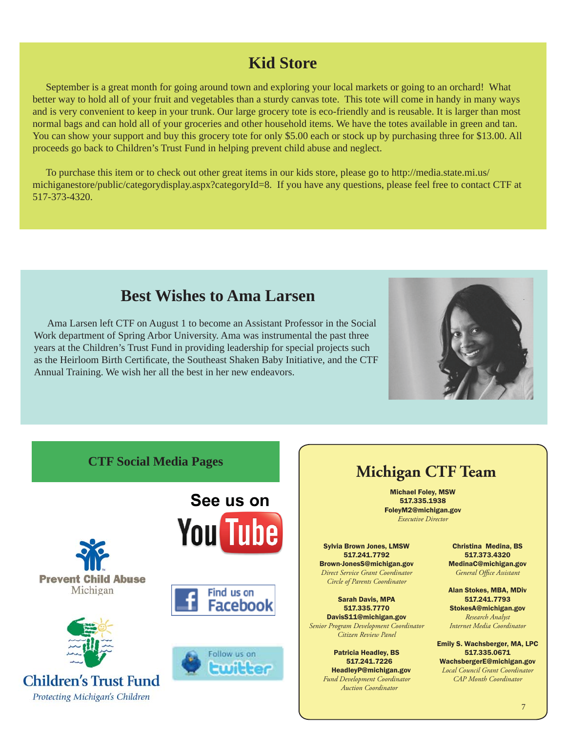## Kid Store

September is a great month for going around town and exploring your local markets or going to an orchard! What better way to hold all of your fruit and vegetables than a sturdy canvas tote. This tote will come in handy in many ways and is very convenient to keep in your trunk. Our large grocery tote is eco-friendly and is reusable. It is larger than most normal bags and can hold all of your groceries and other household items. We have the totes available in green and tan. You can show your support and buy this grocery tote for only $5.00 each or stock up by purchasing three for $13.00. All proceeds go back to Children's Trust Fund in helping prevent child abuse and neglect.

To purchase this item or to check out other great items in our kids store, please go to http://media.state.mi.us/michiganestore/public/categorydisplay.aspx?categoryId=8. If you have any questions, please feel free to contact CTF at 517-373-4320.

## Best Wishes to Ama Larsen

Ama Larsen left CTF on August 1 to become an Assistant Professor in the Social Work department of Spring Arbor University. Ama was instrumental the past three years at the Children's Trust Fund in providing leadership for special projects such as the Heirloom Birth Certificate, the Southeast Shaken Baby Initiative, and the CTF Annual Training. We wish her all the best in her new endeavors.

## CTF Social Media Pages

See us on YouTube

Find us on Facebook

Follow us on twitter

Prevent Child Abuse Michigan

Children's Trust Fund
*Protecting Michigan's Children*

## Michigan CTF Team

**Michael Foley, MSW**
**517.335.1938**
**FoleyM2@michigan.gov**
*Executive Director*

**Sylvia Brown Jones, LMSW**
**517.241.7792**
**Brown-JonesS@michigan.gov**
*Direct Service Grant Coordinator*
*Circle of Parents Coordinator*

**Sarah Davis, MPA**
**517.335.7770**
**DavisS11@michigan.gov**
*Senior Program Development Coordinator*
*Citizen Review Panel*

**Patricia Headley, BS**
**517.241.7226**
**HeadleyP@michigan.gov**
*Fund Development Coordinator*
*Auction Coordinator*

**Christina Medina, BS**
**517.373.4320**
**MedinaC@michigan.gov**
*General Office Assistant*

**Alan Stokes, MBA, MDiv**
**517.241.7793**
**StokesA@michigan.gov**
*Research Analyst*
*Internet Media Coordinator*

**Emily S. Wachsberger, MA, LPC**
**517.335.0671**
**WachsbergerE@michigan.gov**
*Local Council Grant Coordinator*
*CAP Month Coordinator*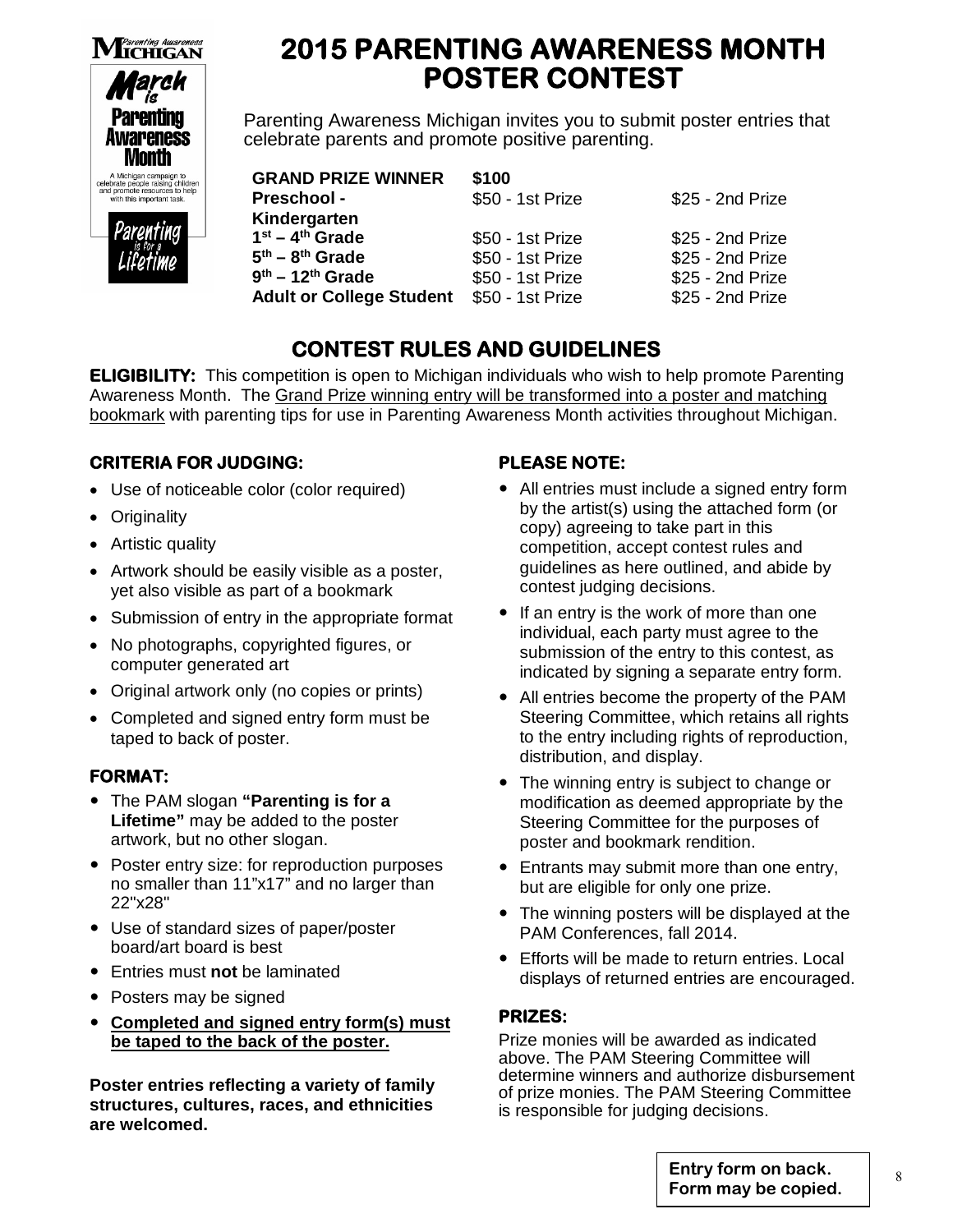# 2015 PARENTING AWARENESS MONTH POSTER CONTEST

Parenting Awareness Michigan invites you to submit poster entries that celebrate parents and promote positive parenting.

| | | |
|---|---|---|
| **GRAND PRIZE WINNER** | **$100** | |
| **Preschool - Kindergarten** | $50 - 1st Prize | $25 - 2nd Prize |
| **1st – 4th Grade** | $50 - 1st Prize | $25 - 2nd Prize |
| **5th – 8th Grade** | $50 - 1st Prize | $25 - 2nd Prize |
| **9th – 12th Grade** | $50 - 1st Prize | $25 - 2nd Prize |
| **Adult or College Student** | $50 - 1st Prize | $25 - 2nd Prize |

## CONTEST RULES AND GUIDELINES

**ELIGIBILITY:** This competition is open to Michigan individuals who wish to help promote Parenting Awareness Month. The Grand Prize winning entry will be transformed into a poster and matching bookmark with parenting tips for use in Parenting Awareness Month activities throughout Michigan.

### CRITERIA FOR JUDGING:

- Use of noticeable color (color required)
- Originality
- Artistic quality
- Artwork should be easily visible as a poster, yet also visible as part of a bookmark
- Submission of entry in the appropriate format
- No photographs, copyrighted figures, or computer generated art
- Original artwork only (no copies or prints)
- Completed and signed entry form must be taped to back of poster.

### FORMAT:

- The PAM slogan **"Parenting is for a Lifetime"** may be added to the poster artwork, but no other slogan.
- Poster entry size: for reproduction purposes no smaller than 11"x17" and no larger than 22"x28"
- Use of standard sizes of paper/poster board/art board is best
- Entries must **not** be laminated
- Posters may be signed
- **Completed and signed entry form(s) must be taped to the back of the poster.**

**Poster entries reflecting a variety of family structures, cultures, races, and ethnicities are welcomed.**

### PLEASE NOTE:

- All entries must include a signed entry form by the artist(s) using the attached form (or copy) agreeing to take part in this competition, accept contest rules and guidelines as here outlined, and abide by contest judging decisions.
- If an entry is the work of more than one individual, each party must agree to the submission of the entry to this contest, as indicated by signing a separate entry form.
- All entries become the property of the PAM Steering Committee, which retains all rights to the entry including rights of reproduction, distribution, and display.
- The winning entry is subject to change or modification as deemed appropriate by the Steering Committee for the purposes of poster and bookmark rendition.
- Entrants may submit more than one entry, but are eligible for only one prize.
- The winning posters will be displayed at the PAM Conferences, fall 2014.
- Efforts will be made to return entries. Local displays of returned entries are encouraged.

### PRIZES:

Prize monies will be awarded as indicated above. The PAM Steering Committee will determine winners and authorize disbursement of prize monies. The PAM Steering Committee is responsible for judging decisions.

**Entry form on back. Form may be copied.**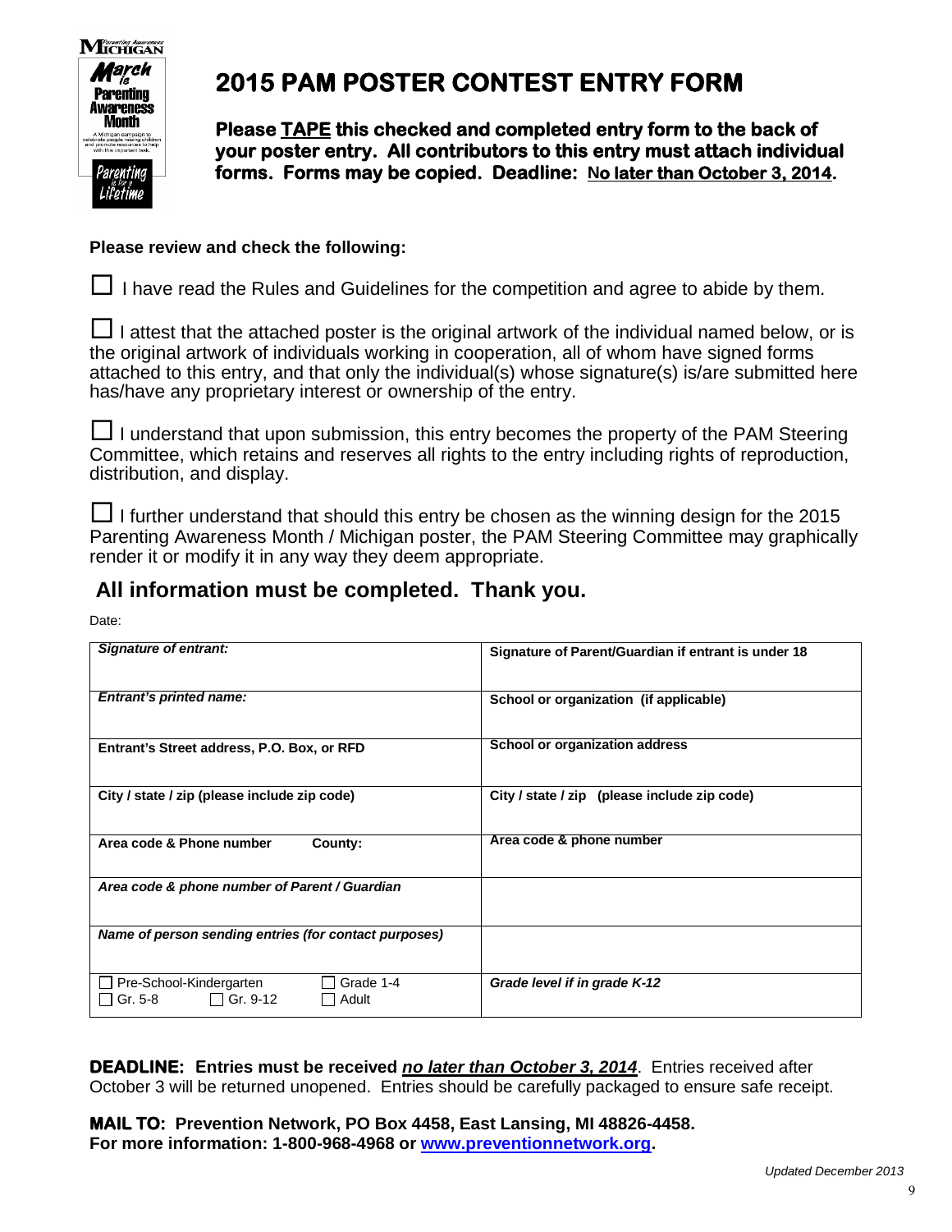# 2015 PAM POSTER CONTEST ENTRY FORM

**Please TAPE this checked and completed entry form to the back of your poster entry. All contributors to this entry must attach individual forms. Forms may be copied. Deadline: No later than October 3, 2014.**

**Please review and check the following:**

☐ I have read the Rules and Guidelines for the competition and agree to abide by them.

☐ I attest that the attached poster is the original artwork of the individual named below, or is the original artwork of individuals working in cooperation, all of whom have signed forms attached to this entry, and that only the individual(s) whose signature(s) is/are submitted here has/have any proprietary interest or ownership of the entry.

☐ I understand that upon submission, this entry becomes the property of the PAM Steering Committee, which retains and reserves all rights to the entry including rights of reproduction, distribution, and display.

☐ I further understand that should this entry be chosen as the winning design for the 2015 Parenting Awareness Month / Michigan poster, the PAM Steering Committee may graphically render it or modify it in any way they deem appropriate.

## All information must be completed. Thank you.

Date:

| | |
|---|---|
| ***Signature of entrant:*** | **Signature of Parent/Guardian if entrant is under 18** |
| ***Entrant's printed name:*** | **School or organization (if applicable)** |
| **Entrant's Street address, P.O. Box, or RFD** | **School or organization address** |
| **City / state / zip (please include zip code)** | **City / state / zip (please include zip code)** |
| **Area code & Phone number County:** | **Area code & phone number** |
| ***Area code & phone number of Parent / Guardian*** | |
| ***Name of person sending entries (for contact purposes)*** | |
| ☐ Pre-School-Kindergarten ☐ Grade 1-4 ☐ Gr. 5-8 ☐ Gr. 9-12 ☐ Adult | ***Grade level if in grade K-12*** |

**DEADLINE: Entries must be received *no later than October 3, 2014*.** Entries received after October 3 will be returned unopened. Entries should be carefully packaged to ensure safe receipt.

**MAIL TO: Prevention Network, PO Box 4458, East Lansing, MI 48826-4458.**
**For more information: 1-800-968-4968 or www.preventionnetwork.org.**

*Updated December 2013*